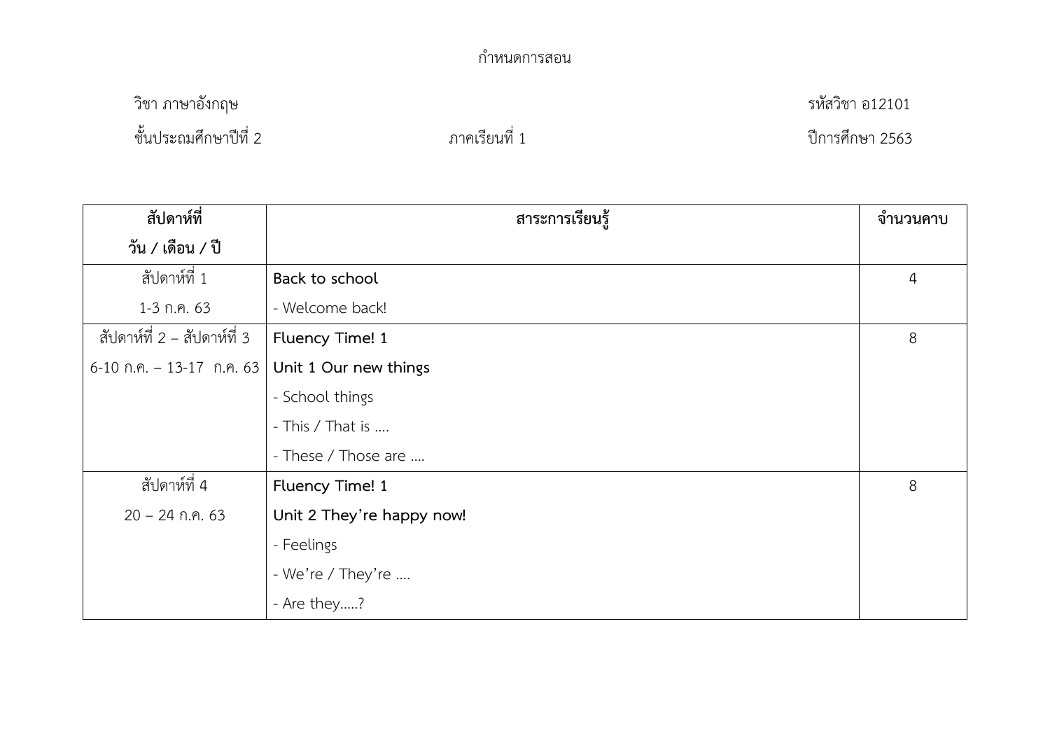# กำหนดการสอน

วิชา ภาษาอังกฤษ รหัสวิชา อ12101

ชั้นประถมศึกษาปีที่ 2 ภาคเรียนที่ 1 ปีการศึกษา 2563

| สัปดาห์ที่<br>วัน / เดือน / ปี | สาระการเรียนรู้ | จำนวนคาบ |
|---|---|---|
| สัปดาห์ที่ 1<br>1-3 ก.ค. 63 | **Back to school**<br>- Welcome back! | 4 |
| สัปดาห์ที่ 2 – สัปดาห์ที่ 3<br>6-10 ก.ค. – 13-17 ก.ค. 63 | **Fluency Time! 1**<br>**Unit 1 Our new things**<br>- School things<br>- This / That is ....<br>- These / Those are .... | 8 |
| สัปดาห์ที่ 4<br>20 – 24 ก.ค. 63 | **Fluency Time! 1**<br>**Unit 2 They're happy now!**<br>- Feelings<br>- We're / They're ....<br>- Are they.....? | 8 |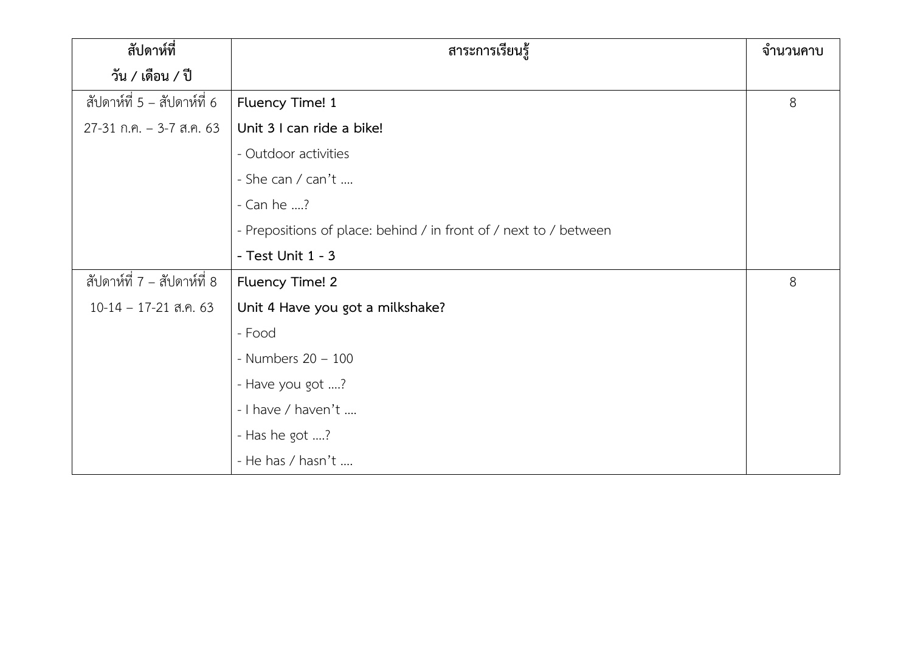| สัปดาห์ที่<br>วัน / เดือน / ปี | สาระการเรียนรู้ | จำนวนคาบ |
|---|---|---|
| สัปดาห์ที่ 5 – สัปดาห์ที่ 6<br>27-31 ก.ค. – 3-7 ส.ค. 63 | **Fluency Time! 1**<br>**Unit 3 I can ride a bike!**<br>- Outdoor activities<br>- She can / can't ....<br>- Can he ....?<br>- Prepositions of place: behind / in front of / next to / between<br>**- Test Unit 1 - 3** | 8 |
| สัปดาห์ที่ 7 – สัปดาห์ที่ 8<br>10-14 – 17-21 ส.ค. 63 | **Fluency Time! 2**<br>**Unit 4 Have you got a milkshake?**<br>- Food<br>- Numbers 20 – 100<br>- Have you got ....?<br>- I have / haven't ....<br>- Has he got ....?<br>- He has / hasn't .... | 8 |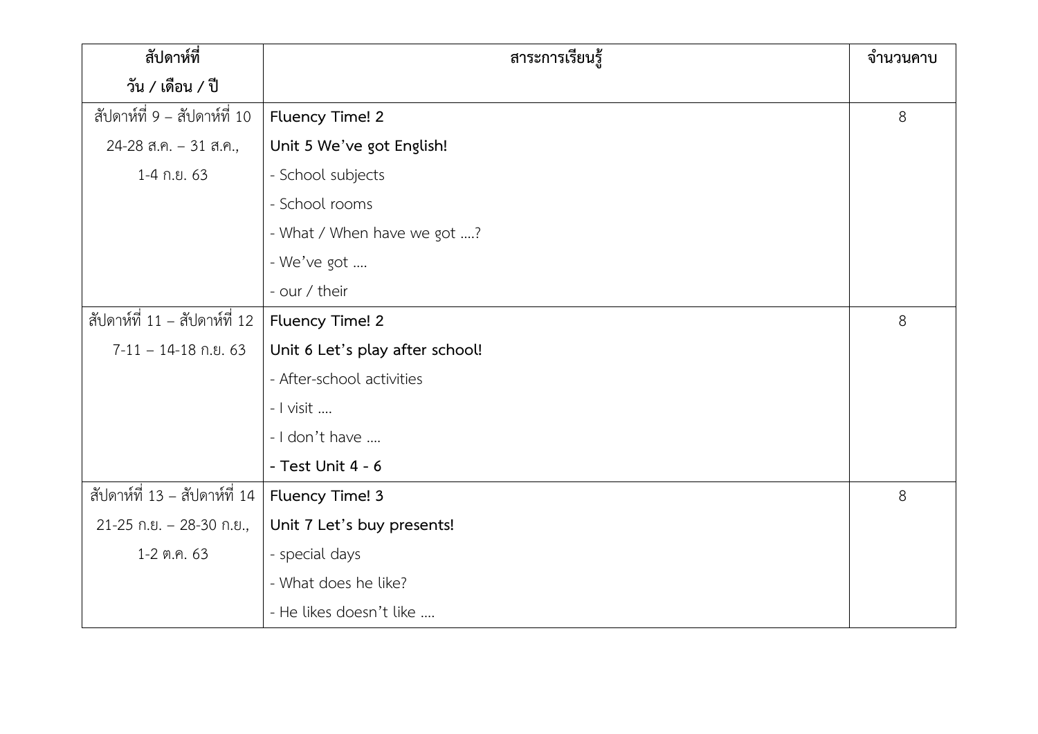| สัปดาห์ที่<br>วัน / เดือน / ปี | สาระการเรียนรู้ | จำนวนคาบ |
|---|---|---|
| สัปดาห์ที่ 9 – สัปดาห์ที่ 10<br>24-28 ส.ค. – 31 ส.ค.,<br>1-4 ก.ย. 63 | **Fluency Time! 2**<br>**Unit 5 We've got English!**<br>- School subjects<br>- School rooms<br>- What / When have we got ....?<br>- We've got ....<br>- our / their | 8 |
| สัปดาห์ที่ 11 – สัปดาห์ที่ 12<br>7-11 – 14-18 ก.ย. 63 | **Fluency Time! 2**<br>**Unit 6 Let's play after school!**<br>- After-school activities<br>- I visit ....<br>- I don't have ....<br>**- Test Unit 4 - 6** | 8 |
| สัปดาห์ที่ 13 – สัปดาห์ที่ 14<br>21-25 ก.ย. – 28-30 ก.ย.,<br>1-2 ต.ค. 63 | **Fluency Time! 3**<br>**Unit 7 Let's buy presents!**<br>- special days<br>- What does he like?<br>- He likes doesn't like .... | 8 |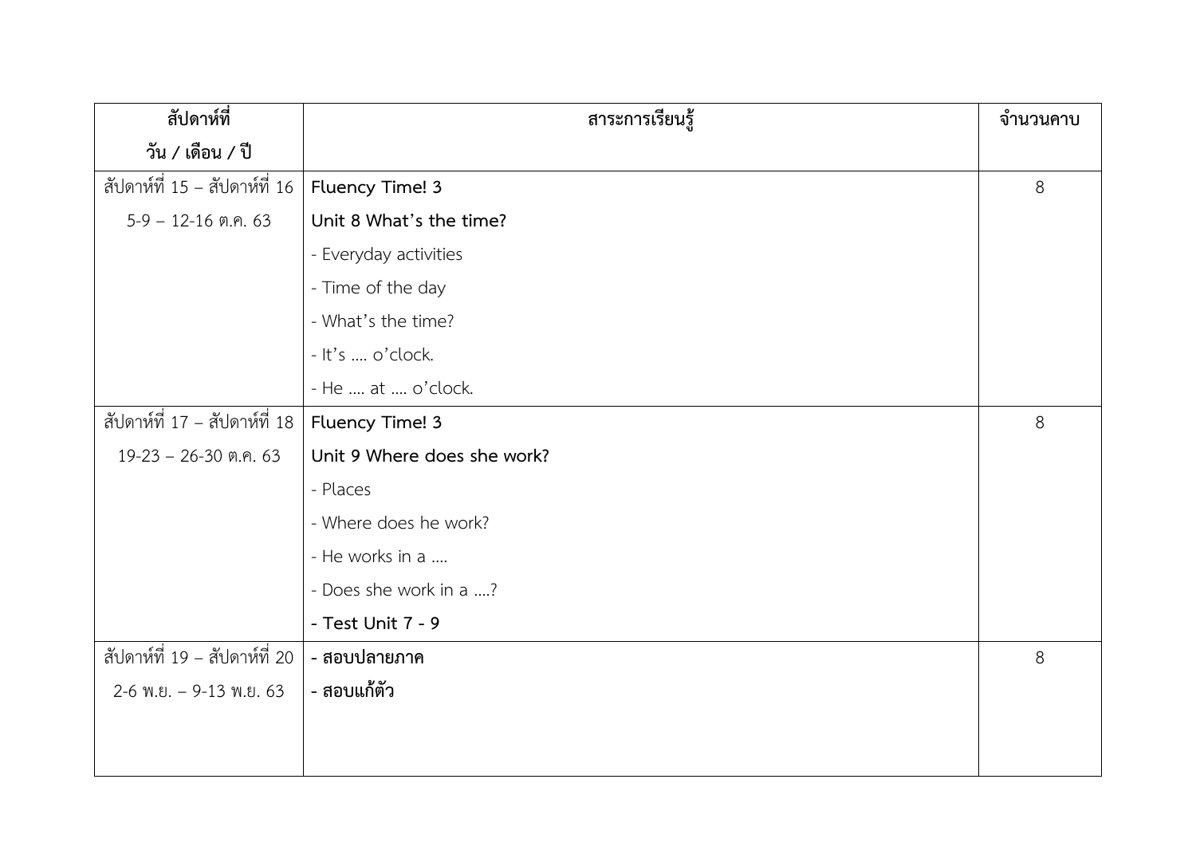| สัปดาห์ที่<br>วัน / เดือน / ปี | สาระการเรียนรู้ | จำนวนคาบ |
| --- | --- | --- |
| สัปดาห์ที่ 15 – สัปดาห์ที่ 16<br>5-9 – 12-16 ต.ค. 63 | **Fluency Time! 3**<br>**Unit 8 What's the time?**<br>- Everyday activities<br>- Time of the day<br>- What's the time?<br>- It's .... o'clock.<br>- He .... at .... o'clock. | 8 |
| สัปดาห์ที่ 17 – สัปดาห์ที่ 18<br>19-23 – 26-30 ต.ค. 63 | **Fluency Time! 3**<br>**Unit 9 Where does she work?**<br>- Places<br>- Where does he work?<br>- He works in a ....<br>- Does she work in a ....?<br>**- Test Unit 7 - 9** | 8 |
| สัปดาห์ที่ 19 – สัปดาห์ที่ 20<br>2-6 พ.ย. – 9-13 พ.ย. 63 | **- สอบปลายภาค**<br>**- สอบแก้ตัว** | 8 |